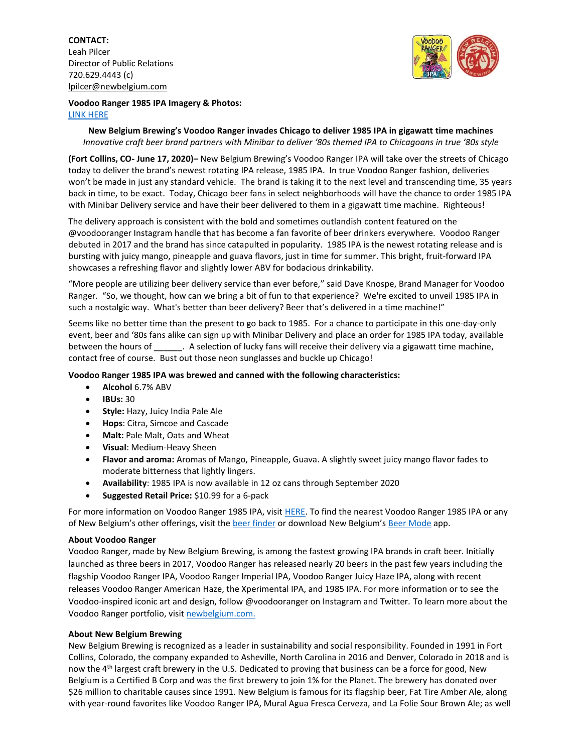**CONTACT:**
Leah Pilcer
Director of Public Relations
720.629.4443 (c)
lpilcer@newbelgium.com

**Voodoo Ranger 1985 IPA Imagery & Photos:**
LINK HERE

**New Belgium Brewing's Voodoo Ranger invades Chicago to deliver 1985 IPA in gigawatt time machines**
*Innovative craft beer brand partners with Minibar to deliver '80s themed IPA to Chicagoans in true '80s style*

**(Fort Collins, CO- June 17, 2020)–** New Belgium Brewing's Voodoo Ranger IPA will take over the streets of Chicago today to deliver the brand's newest rotating IPA release, 1985 IPA. In true Voodoo Ranger fashion, deliveries won't be made in just any standard vehicle. The brand is taking it to the next level and transcending time, 35 years back in time, to be exact. Today, Chicago beer fans in select neighborhoods will have the chance to order 1985 IPA with Minibar Delivery service and have their beer delivered to them in a gigawatt time machine. Righteous!

The delivery approach is consistent with the bold and sometimes outlandish content featured on the @voodooranger Instagram handle that has become a fan favorite of beer drinkers everywhere. Voodoo Ranger debuted in 2017 and the brand has since catapulted in popularity. 1985 IPA is the newest rotating release and is bursting with juicy mango, pineapple and guava flavors, just in time for summer. This bright, fruit-forward IPA showcases a refreshing flavor and slightly lower ABV for bodacious drinkability.

"More people are utilizing beer delivery service than ever before," said Dave Knospe, Brand Manager for Voodoo Ranger. "So, we thought, how can we bring a bit of fun to that experience? We're excited to unveil 1985 IPA in such a nostalgic way. What's better than beer delivery? Beer that's delivered in a time machine!"

Seems like no better time than the present to go back to 1985. For a chance to participate in this one-day-only event, beer and '80s fans alike can sign up with Minibar Delivery and place an order for 1985 IPA today, available between the hours of ______. A selection of lucky fans will receive their delivery via a gigawatt time machine, contact free of course. Bust out those neon sunglasses and buckle up Chicago!

**Voodoo Ranger 1985 IPA was brewed and canned with the following characteristics:**

- **Alcohol** 6.7% ABV
- **IBUs:** 30
- **Style:** Hazy, Juicy India Pale Ale
- **Hops**: Citra, Simcoe and Cascade
- **Malt:** Pale Malt, Oats and Wheat
- **Visual**: Medium-Heavy Sheen
- **Flavor and aroma:** Aromas of Mango, Pineapple, Guava. A slightly sweet juicy mango flavor fades to moderate bitterness that lightly lingers.
- **Availability**: 1985 IPA is now available in 12 oz cans through September 2020
- **Suggested Retail Price:** $10.99 for a 6-pack

For more information on Voodoo Ranger 1985 IPA, visit HERE. To find the nearest Voodoo Ranger 1985 IPA or any of New Belgium's other offerings, visit the beer finder or download New Belgium's Beer Mode app.

**About Voodoo Ranger**
Voodoo Ranger, made by New Belgium Brewing, is among the fastest growing IPA brands in craft beer. Initially launched as three beers in 2017, Voodoo Ranger has released nearly 20 beers in the past few years including the flagship Voodoo Ranger IPA, Voodoo Ranger Imperial IPA, Voodoo Ranger Juicy Haze IPA, along with recent releases Voodoo Ranger American Haze, the Xperimental IPA, and 1985 IPA. For more information or to see the Voodoo-inspired iconic art and design, follow @voodooranger on Instagram and Twitter. To learn more about the Voodoo Ranger portfolio, visit newbelgium.com.

**About New Belgium Brewing**
New Belgium Brewing is recognized as a leader in sustainability and social responsibility. Founded in 1991 in Fort Collins, Colorado, the company expanded to Asheville, North Carolina in 2016 and Denver, Colorado in 2018 and is now the 4th largest craft brewery in the U.S. Dedicated to proving that business can be a force for good, New Belgium is a Certified B Corp and was the first brewery to join 1% for the Planet. The brewery has donated over $26 million to charitable causes since 1991. New Belgium is famous for its flagship beer, Fat Tire Amber Ale, along with year-round favorites like Voodoo Ranger IPA, Mural Agua Fresca Cerveza, and La Folie Sour Brown Ale; as well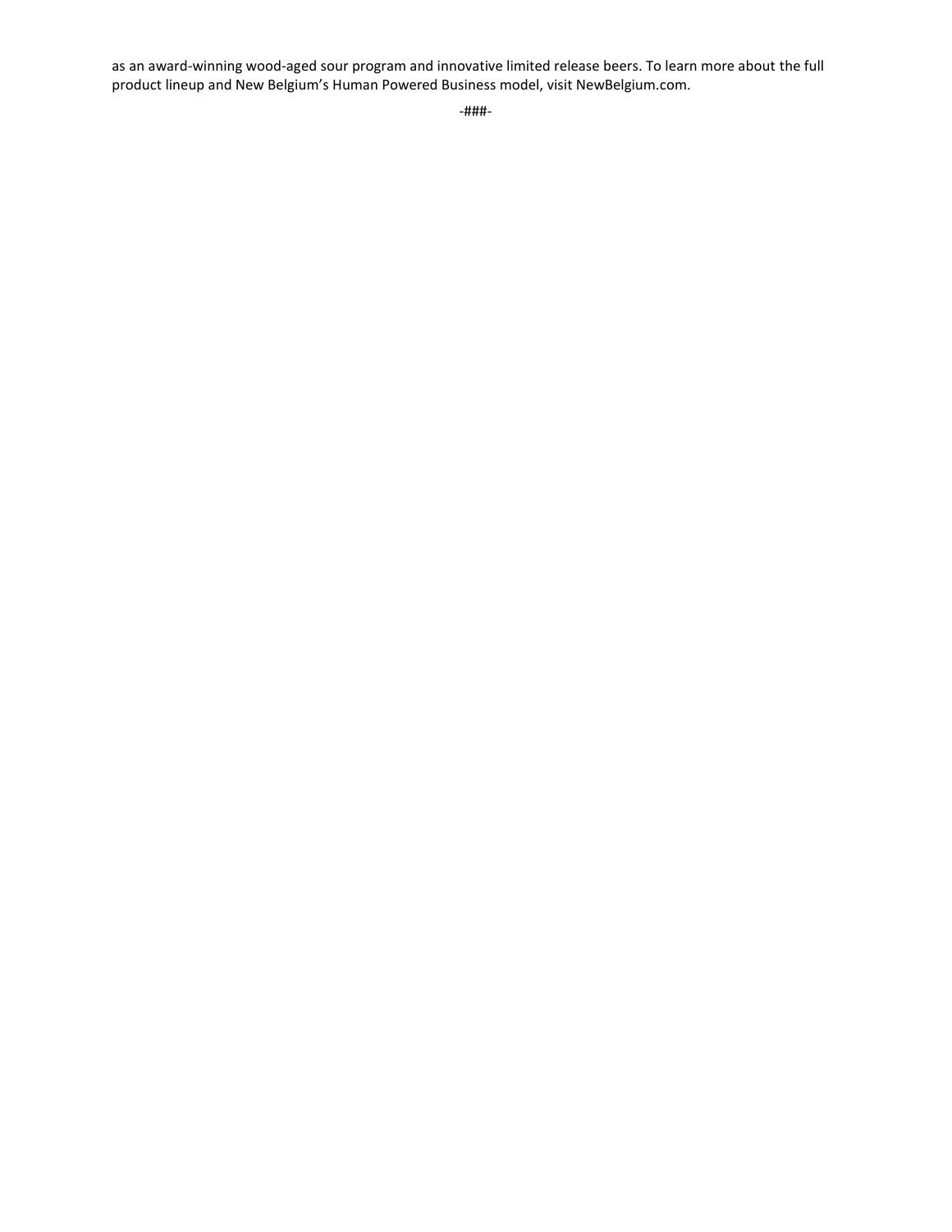as an award-winning wood-aged sour program and innovative limited release beers. To learn more about the full product lineup and New Belgium's Human Powered Business model, visit NewBelgium.com.

-###-